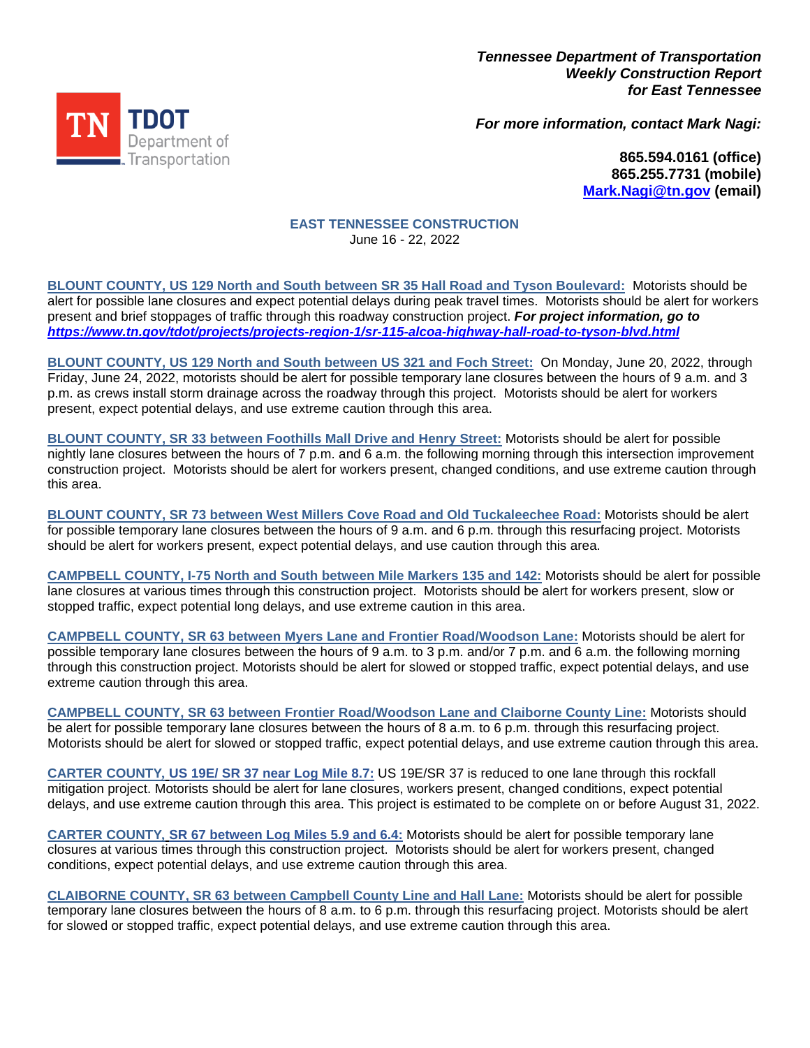***Tennessee Department of Transportation***
***Weekly Construction Report***
***for East Tennessee***

***For more information, contact Mark Nagi:***

**865.594.0161 (office)**
**865.255.7731 (mobile)**
**Mark.Nagi@tn.gov (email)**

## EAST TENNESSEE CONSTRUCTION

June 16 - 22, 2022

**BLOUNT COUNTY, US 129 North and South between SR 35 Hall Road and Tyson Boulevard:** Motorists should be alert for possible lane closures and expect potential delays during peak travel times. Motorists should be alert for workers present and brief stoppages of traffic through this roadway construction project. ***For project information, go to https://www.tn.gov/tdot/projects/projects-region-1/sr-115-alcoa-highway-hall-road-to-tyson-blvd.html***

**BLOUNT COUNTY, US 129 North and South between US 321 and Foch Street:** On Monday, June 20, 2022, through Friday, June 24, 2022, motorists should be alert for possible temporary lane closures between the hours of 9 a.m. and 3 p.m. as crews install storm drainage across the roadway through this project. Motorists should be alert for workers present, expect potential delays, and use extreme caution through this area.

**BLOUNT COUNTY, SR 33 between Foothills Mall Drive and Henry Street:** Motorists should be alert for possible nightly lane closures between the hours of 7 p.m. and 6 a.m. the following morning through this intersection improvement construction project. Motorists should be alert for workers present, changed conditions, and use extreme caution through this area.

**BLOUNT COUNTY, SR 73 between West Millers Cove Road and Old Tuckaleechee Road:** Motorists should be alert for possible temporary lane closures between the hours of 9 a.m. and 6 p.m. through this resurfacing project. Motorists should be alert for workers present, expect potential delays, and use caution through this area.

**CAMPBELL COUNTY, I-75 North and South between Mile Markers 135 and 142:** Motorists should be alert for possible lane closures at various times through this construction project. Motorists should be alert for workers present, slow or stopped traffic, expect potential long delays, and use extreme caution in this area.

**CAMPBELL COUNTY, SR 63 between Myers Lane and Frontier Road/Woodson Lane:** Motorists should be alert for possible temporary lane closures between the hours of 9 a.m. to 3 p.m. and/or 7 p.m. and 6 a.m. the following morning through this construction project. Motorists should be alert for slowed or stopped traffic, expect potential delays, and use extreme caution through this area.

**CAMPBELL COUNTY, SR 63 between Frontier Road/Woodson Lane and Claiborne County Line:** Motorists should be alert for possible temporary lane closures between the hours of 8 a.m. to 6 p.m. through this resurfacing project. Motorists should be alert for slowed or stopped traffic, expect potential delays, and use extreme caution through this area.

**CARTER COUNTY, US 19E/ SR 37 near Log Mile 8.7:** US 19E/SR 37 is reduced to one lane through this rockfall mitigation project. Motorists should be alert for lane closures, workers present, changed conditions, expect potential delays, and use extreme caution through this area. This project is estimated to be complete on or before August 31, 2022.

**CARTER COUNTY, SR 67 between Log Miles 5.9 and 6.4:** Motorists should be alert for possible temporary lane closures at various times through this construction project. Motorists should be alert for workers present, changed conditions, expect potential delays, and use extreme caution through this area.

**CLAIBORNE COUNTY, SR 63 between Campbell County Line and Hall Lane:** Motorists should be alert for possible temporary lane closures between the hours of 8 a.m. to 6 p.m. through this resurfacing project. Motorists should be alert for slowed or stopped traffic, expect potential delays, and use extreme caution through this area.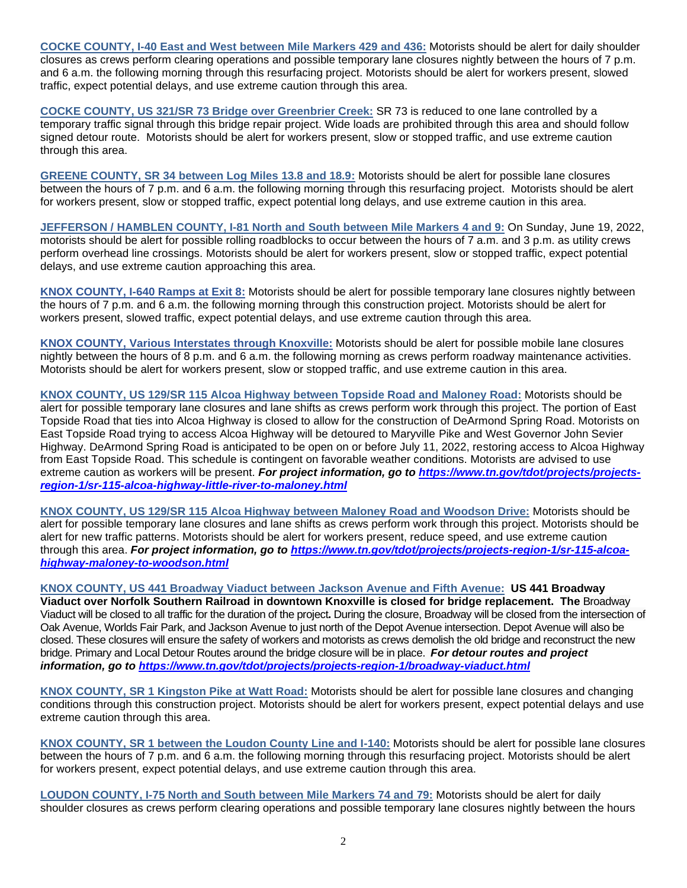**COCKE COUNTY, I-40 East and West between Mile Markers 429 and 436:** Motorists should be alert for daily shoulder closures as crews perform clearing operations and possible temporary lane closures nightly between the hours of 7 p.m. and 6 a.m. the following morning through this resurfacing project. Motorists should be alert for workers present, slowed traffic, expect potential delays, and use extreme caution through this area.

**COCKE COUNTY, US 321/SR 73 Bridge over Greenbrier Creek:** SR 73 is reduced to one lane controlled by a temporary traffic signal through this bridge repair project. Wide loads are prohibited through this area and should follow signed detour route. Motorists should be alert for workers present, slow or stopped traffic, and use extreme caution through this area.

**GREENE COUNTY, SR 34 between Log Miles 13.8 and 18.9:** Motorists should be alert for possible lane closures between the hours of 7 p.m. and 6 a.m. the following morning through this resurfacing project. Motorists should be alert for workers present, slow or stopped traffic, expect potential long delays, and use extreme caution in this area.

**JEFFERSON / HAMBLEN COUNTY, I-81 North and South between Mile Markers 4 and 9:** On Sunday, June 19, 2022, motorists should be alert for possible rolling roadblocks to occur between the hours of 7 a.m. and 3 p.m. as utility crews perform overhead line crossings. Motorists should be alert for workers present, slow or stopped traffic, expect potential delays, and use extreme caution approaching this area.

**KNOX COUNTY, I-640 Ramps at Exit 8:** Motorists should be alert for possible temporary lane closures nightly between the hours of 7 p.m. and 6 a.m. the following morning through this construction project. Motorists should be alert for workers present, slowed traffic, expect potential delays, and use extreme caution through this area.

**KNOX COUNTY, Various Interstates through Knoxville:** Motorists should be alert for possible mobile lane closures nightly between the hours of 8 p.m. and 6 a.m. the following morning as crews perform roadway maintenance activities. Motorists should be alert for workers present, slow or stopped traffic, and use extreme caution in this area.

**KNOX COUNTY, US 129/SR 115 Alcoa Highway between Topside Road and Maloney Road:** Motorists should be alert for possible temporary lane closures and lane shifts as crews perform work through this project. The portion of East Topside Road that ties into Alcoa Highway is closed to allow for the construction of DeArmond Spring Road. Motorists on East Topside Road trying to access Alcoa Highway will be detoured to Maryville Pike and West Governor John Sevier Highway. DeArmond Spring Road is anticipated to be open on or before July 11, 2022, restoring access to Alcoa Highway from East Topside Road. This schedule is contingent on favorable weather conditions. Motorists are advised to use extreme caution as workers will be present. ***For project information, go to https://www.tn.gov/tdot/projects/projects-region-1/sr-115-alcoa-highway-little-river-to-maloney.html***

**KNOX COUNTY, US 129/SR 115 Alcoa Highway between Maloney Road and Woodson Drive:** Motorists should be alert for possible temporary lane closures and lane shifts as crews perform work through this project. Motorists should be alert for new traffic patterns. Motorists should be alert for workers present, reduce speed, and use extreme caution through this area. ***For project information, go to https://www.tn.gov/tdot/projects/projects-region-1/sr-115-alcoa-highway-maloney-to-woodson.html***

**KNOX COUNTY, US 441 Broadway Viaduct between Jackson Avenue and Fifth Avenue:** **US 441 Broadway Viaduct over Norfolk Southern Railroad in downtown Knoxville is closed for bridge replacement. The** Broadway Viaduct will be closed to all traffic for the duration of the project. During the closure, Broadway will be closed from the intersection of Oak Avenue, Worlds Fair Park, and Jackson Avenue to just north of the Depot Avenue intersection. Depot Avenue will also be closed. These closures will ensure the safety of workers and motorists as crews demolish the old bridge and reconstruct the new bridge. Primary and Local Detour Routes around the bridge closure will be in place. ***For detour routes and project information, go to https://www.tn.gov/tdot/projects/projects-region-1/broadway-viaduct.html***

**KNOX COUNTY, SR 1 Kingston Pike at Watt Road:** Motorists should be alert for possible lane closures and changing conditions through this construction project. Motorists should be alert for workers present, expect potential delays and use extreme caution through this area.

**KNOX COUNTY, SR 1 between the Loudon County Line and I-140:** Motorists should be alert for possible lane closures between the hours of 7 p.m. and 6 a.m. the following morning through this resurfacing project. Motorists should be alert for workers present, expect potential delays, and use extreme caution through this area.

**LOUDON COUNTY, I-75 North and South between Mile Markers 74 and 79:** Motorists should be alert for daily shoulder closures as crews perform clearing operations and possible temporary lane closures nightly between the hours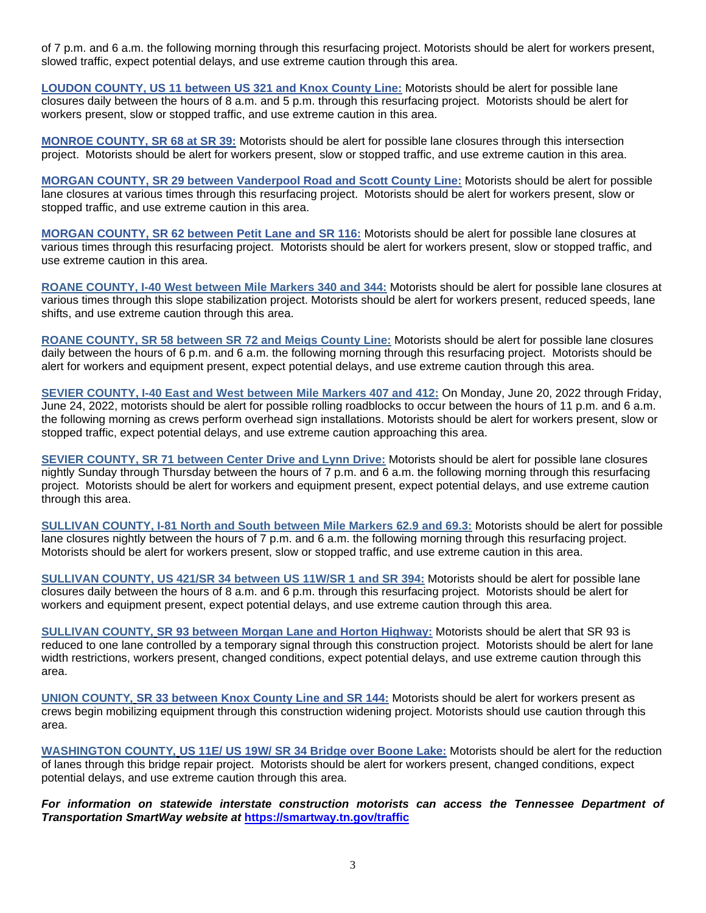of 7 p.m. and 6 a.m. the following morning through this resurfacing project. Motorists should be alert for workers present, slowed traffic, expect potential delays, and use extreme caution through this area.

**LOUDON COUNTY, US 11 between US 321 and Knox County Line:** Motorists should be alert for possible lane closures daily between the hours of 8 a.m. and 5 p.m. through this resurfacing project. Motorists should be alert for workers present, slow or stopped traffic, and use extreme caution in this area.

**MONROE COUNTY, SR 68 at SR 39:** Motorists should be alert for possible lane closures through this intersection project. Motorists should be alert for workers present, slow or stopped traffic, and use extreme caution in this area.

**MORGAN COUNTY, SR 29 between Vanderpool Road and Scott County Line:** Motorists should be alert for possible lane closures at various times through this resurfacing project. Motorists should be alert for workers present, slow or stopped traffic, and use extreme caution in this area.

**MORGAN COUNTY, SR 62 between Petit Lane and SR 116:** Motorists should be alert for possible lane closures at various times through this resurfacing project. Motorists should be alert for workers present, slow or stopped traffic, and use extreme caution in this area.

**ROANE COUNTY, I-40 West between Mile Markers 340 and 344:** Motorists should be alert for possible lane closures at various times through this slope stabilization project. Motorists should be alert for workers present, reduced speeds, lane shifts, and use extreme caution through this area.

**ROANE COUNTY, SR 58 between SR 72 and Meigs County Line:** Motorists should be alert for possible lane closures daily between the hours of 6 p.m. and 6 a.m. the following morning through this resurfacing project. Motorists should be alert for workers and equipment present, expect potential delays, and use extreme caution through this area.

**SEVIER COUNTY, I-40 East and West between Mile Markers 407 and 412:** On Monday, June 20, 2022 through Friday, June 24, 2022, motorists should be alert for possible rolling roadblocks to occur between the hours of 11 p.m. and 6 a.m. the following morning as crews perform overhead sign installations. Motorists should be alert for workers present, slow or stopped traffic, expect potential delays, and use extreme caution approaching this area.

**SEVIER COUNTY, SR 71 between Center Drive and Lynn Drive:** Motorists should be alert for possible lane closures nightly Sunday through Thursday between the hours of 7 p.m. and 6 a.m. the following morning through this resurfacing project. Motorists should be alert for workers and equipment present, expect potential delays, and use extreme caution through this area.

**SULLIVAN COUNTY, I-81 North and South between Mile Markers 62.9 and 69.3:** Motorists should be alert for possible lane closures nightly between the hours of 7 p.m. and 6 a.m. the following morning through this resurfacing project. Motorists should be alert for workers present, slow or stopped traffic, and use extreme caution in this area.

**SULLIVAN COUNTY, US 421/SR 34 between US 11W/SR 1 and SR 394:** Motorists should be alert for possible lane closures daily between the hours of 8 a.m. and 6 p.m. through this resurfacing project. Motorists should be alert for workers and equipment present, expect potential delays, and use extreme caution through this area.

**SULLIVAN COUNTY, SR 93 between Morgan Lane and Horton Highway:** Motorists should be alert that SR 93 is reduced to one lane controlled by a temporary signal through this construction project. Motorists should be alert for lane width restrictions, workers present, changed conditions, expect potential delays, and use extreme caution through this area.

**UNION COUNTY, SR 33 between Knox County Line and SR 144:** Motorists should be alert for workers present as crews begin mobilizing equipment through this construction widening project. Motorists should use caution through this area.

**WASHINGTON COUNTY, US 11E/ US 19W/ SR 34 Bridge over Boone Lake:** Motorists should be alert for the reduction of lanes through this bridge repair project. Motorists should be alert for workers present, changed conditions, expect potential delays, and use extreme caution through this area.

***For information on statewide interstate construction motorists can access the Tennessee Department of Transportation SmartWay website at https://smartway.tn.gov/traffic***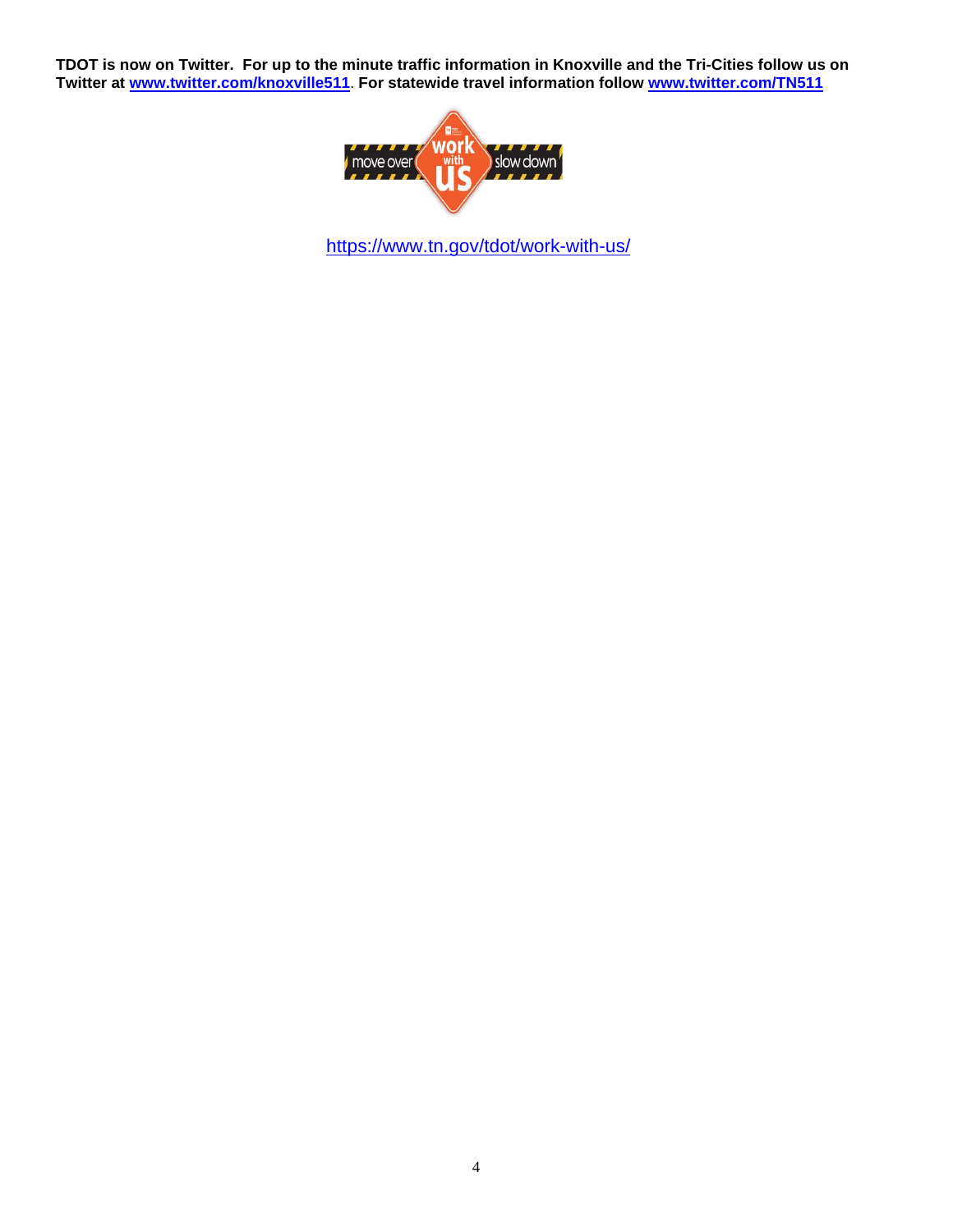**TDOT is now on Twitter. For up to the minute traffic information in Knoxville and the Tri-Cities follow us on Twitter at [www.twitter.com/knoxville511](www.twitter.com/knoxville511). For statewide travel information follow [www.twitter.com/TN511](www.twitter.com/TN511)**

https://www.tn.gov/tdot/work-with-us/